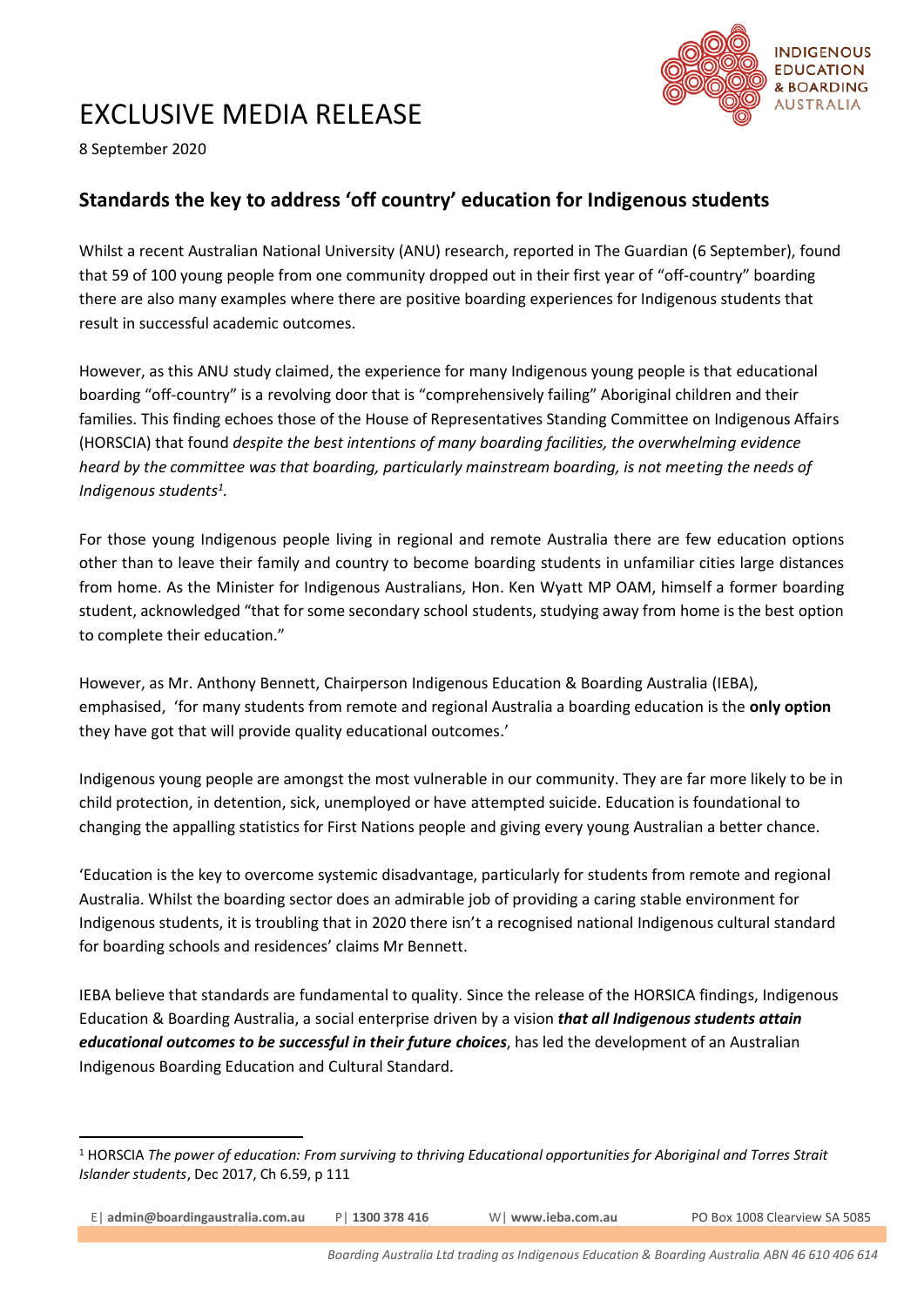# EXCLUSIVE MEDIA RELEASE

8 September 2020

## Standards the key to address 'off country' education for Indigenous students

Whilst a recent Australian National University (ANU) research, reported in The Guardian (6 September), found that 59 of 100 young people from one community dropped out in their first year of "off-country" boarding there are also many examples where there are positive boarding experiences for Indigenous students that result in successful academic outcomes.

However, as this ANU study claimed, the experience for many Indigenous young people is that educational boarding "off-country" is a revolving door that is "comprehensively failing" Aboriginal children and their families. This finding echoes those of the House of Representatives Standing Committee on Indigenous Affairs (HORSCIA) that found *despite the best intentions of many boarding facilities, the overwhelming evidence heard by the committee was that boarding, particularly mainstream boarding, is not meeting the needs of Indigenous students*[1]*.*

For those young Indigenous people living in regional and remote Australia there are few education options other than to leave their family and country to become boarding students in unfamiliar cities large distances from home. As the Minister for Indigenous Australians, Hon. Ken Wyatt MP OAM, himself a former boarding student, acknowledged "that for some secondary school students, studying away from home is the best option to complete their education."

However, as Mr. Anthony Bennett, Chairperson Indigenous Education & Boarding Australia (IEBA), emphasised, 'for many students from remote and regional Australia a boarding education is the **only option** they have got that will provide quality educational outcomes.'

Indigenous young people are amongst the most vulnerable in our community. They are far more likely to be in child protection, in detention, sick, unemployed or have attempted suicide. Education is foundational to changing the appalling statistics for First Nations people and giving every young Australian a better chance.

'Education is the key to overcome systemic disadvantage, particularly for students from remote and regional Australia. Whilst the boarding sector does an admirable job of providing a caring stable environment for Indigenous students, it is troubling that in 2020 there isn't a recognised national Indigenous cultural standard for boarding schools and residences' claims Mr Bennett.

IEBA believe that standards are fundamental to quality. Since the release of the HORSICA findings, Indigenous Education & Boarding Australia, a social enterprise driven by a vision ***that all Indigenous students attain educational outcomes to be successful in their future choices***, has led the development of an Australian Indigenous Boarding Education and Cultural Standard.

---

[1] HORSCIA *The power of education: From surviving to thriving Educational opportunities for Aboriginal and Torres Strait Islander students*, Dec 2017, Ch 6.59, p 111

E| **admin@boardingaustralia.com.au** P| **1300 378 416** W| **www.ieba.com.au** PO Box 1008 Clearview SA 5085

*Boarding Australia Ltd trading as Indigenous Education & Boarding Australia ABN 46 610 406 614*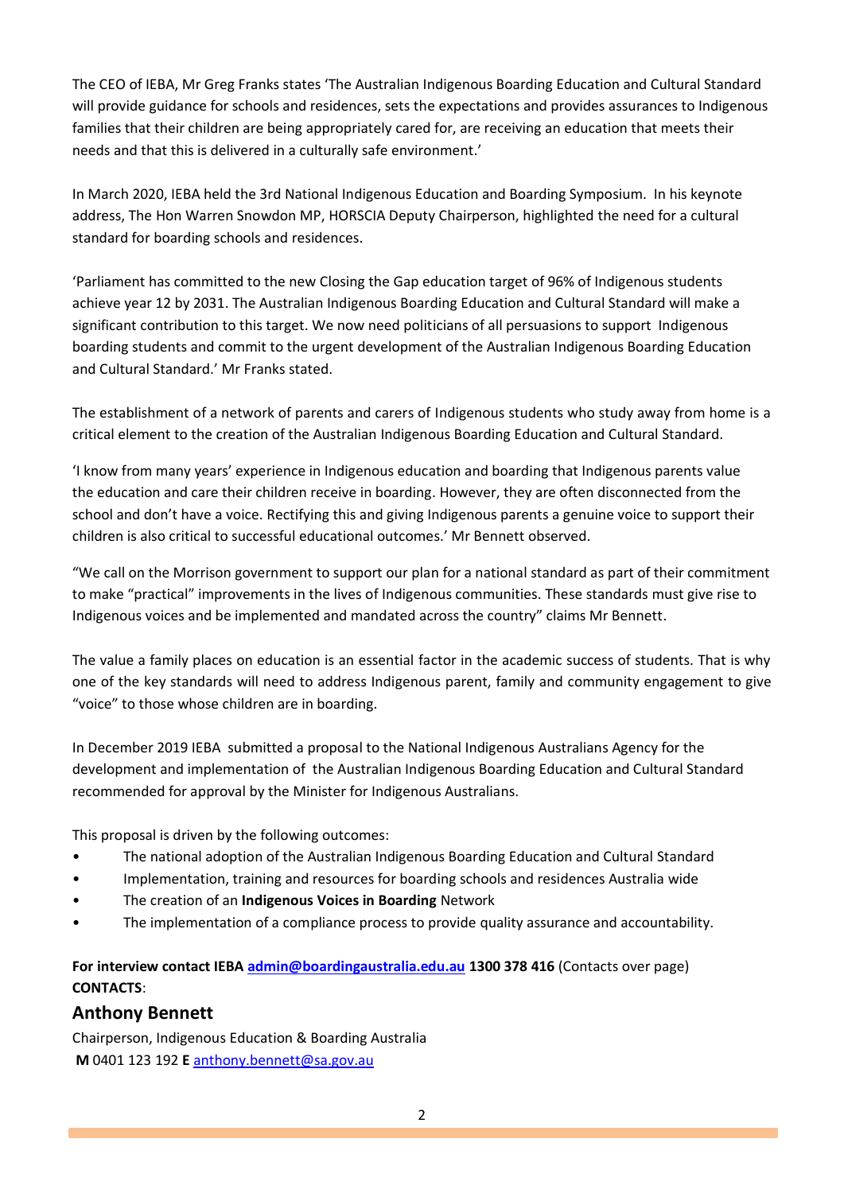The CEO of IEBA, Mr Greg Franks states 'The Australian Indigenous Boarding Education and Cultural Standard will provide guidance for schools and residences, sets the expectations and provides assurances to Indigenous families that their children are being appropriately cared for, are receiving an education that meets their needs and that this is delivered in a culturally safe environment.'

In March 2020, IEBA held the 3rd National Indigenous Education and Boarding Symposium. In his keynote address, The Hon Warren Snowdon MP, HORSCIA Deputy Chairperson, highlighted the need for a cultural standard for boarding schools and residences.

'Parliament has committed to the new Closing the Gap education target of 96% of Indigenous students achieve year 12 by 2031. The Australian Indigenous Boarding Education and Cultural Standard will make a significant contribution to this target. We now need politicians of all persuasions to support Indigenous boarding students and commit to the urgent development of the Australian Indigenous Boarding Education and Cultural Standard.' Mr Franks stated.

The establishment of a network of parents and carers of Indigenous students who study away from home is a critical element to the creation of the Australian Indigenous Boarding Education and Cultural Standard.

'I know from many years' experience in Indigenous education and boarding that Indigenous parents value the education and care their children receive in boarding. However, they are often disconnected from the school and don't have a voice. Rectifying this and giving Indigenous parents a genuine voice to support their children is also critical to successful educational outcomes.' Mr Bennett observed.

"We call on the Morrison government to support our plan for a national standard as part of their commitment to make "practical" improvements in the lives of Indigenous communities. These standards must give rise to Indigenous voices and be implemented and mandated across the country" claims Mr Bennett.

The value a family places on education is an essential factor in the academic success of students. That is why one of the key standards will need to address Indigenous parent, family and community engagement to give "voice" to those whose children are in boarding.

In December 2019 IEBA submitted a proposal to the National Indigenous Australians Agency for the development and implementation of the Australian Indigenous Boarding Education and Cultural Standard recommended for approval by the Minister for Indigenous Australians.

This proposal is driven by the following outcomes:

- The national adoption of the Australian Indigenous Boarding Education and Cultural Standard
- Implementation, training and resources for boarding schools and residences Australia wide
- The creation of an **Indigenous Voices in Boarding** Network
- The implementation of a compliance process to provide quality assurance and accountability.

**For interview contact IEBA admin@boardingaustralia.edu.au 1300 378 416** (Contacts over page)
**CONTACTS**:

## Anthony Bennett

Chairperson, Indigenous Education & Boarding Australia
**M** 0401 123 192 **E** anthony.bennett@sa.gov.au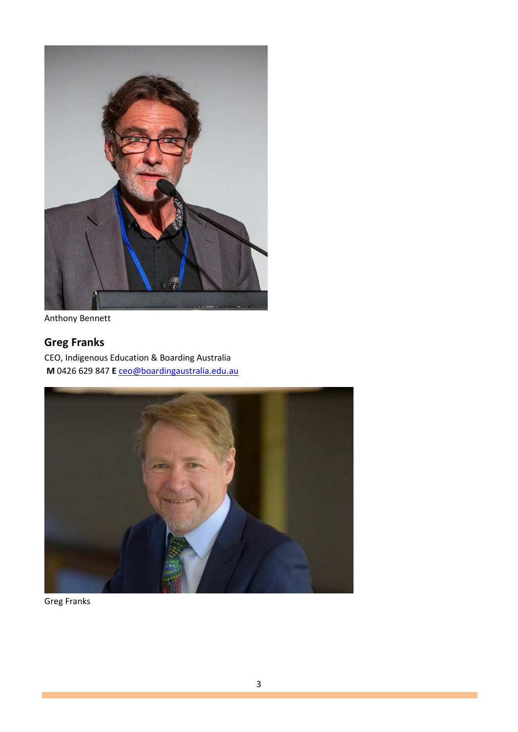Anthony Bennett

## Greg Franks

CEO, Indigenous Education & Boarding Australia

**M** 0426 629 847 **E** ceo@boardingaustralia.edu.au

Greg Franks